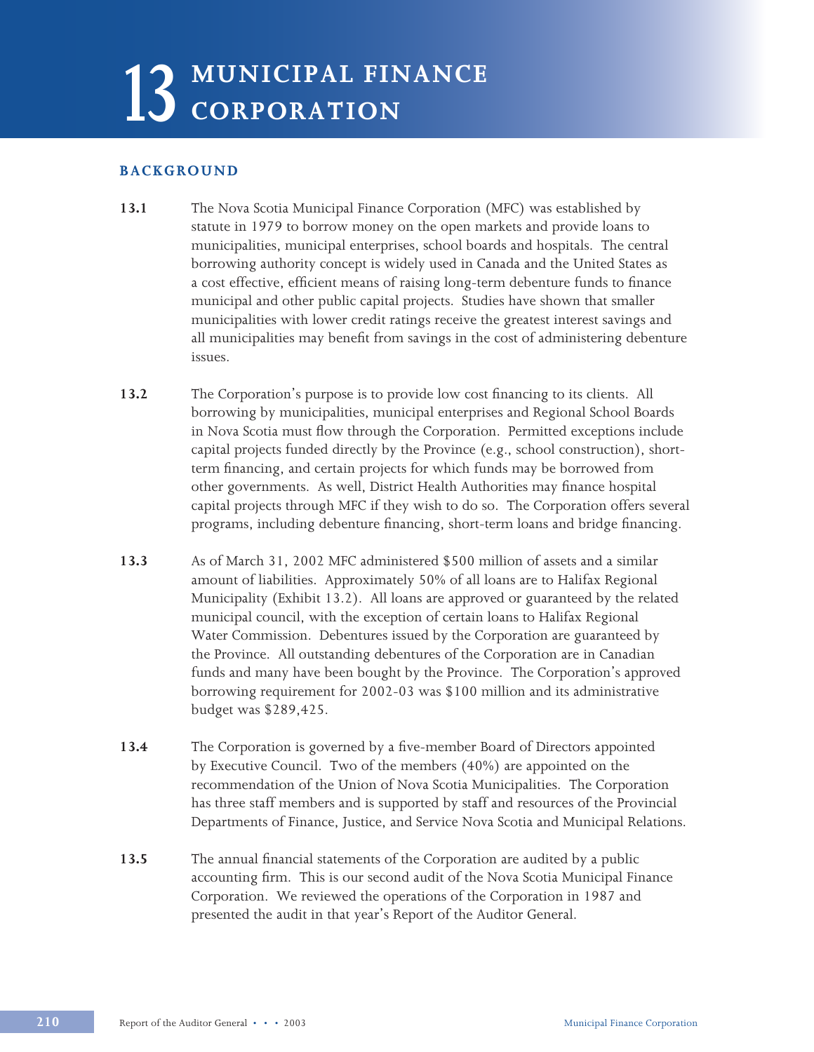# 13 MUNICIPAL FINANCE CORPORATION

## BACKGROUND

**13.1** The Nova Scotia Municipal Finance Corporation (MFC) was established by statute in 1979 to borrow money on the open markets and provide loans to municipalities, municipal enterprises, school boards and hospitals. The central borrowing authority concept is widely used in Canada and the United States as a cost effective, efficient means of raising long-term debenture funds to finance municipal and other public capital projects. Studies have shown that smaller municipalities with lower credit ratings receive the greatest interest savings and all municipalities may benefit from savings in the cost of administering debenture issues.

**13.2** The Corporation's purpose is to provide low cost financing to its clients. All borrowing by municipalities, municipal enterprises and Regional School Boards in Nova Scotia must flow through the Corporation. Permitted exceptions include capital projects funded directly by the Province (e.g., school construction), short-term financing, and certain projects for which funds may be borrowed from other governments. As well, District Health Authorities may finance hospital capital projects through MFC if they wish to do so. The Corporation offers several programs, including debenture financing, short-term loans and bridge financing.

**13.3** As of March 31, 2002 MFC administered $500 million of assets and a similar amount of liabilities. Approximately 50% of all loans are to Halifax Regional Municipality (Exhibit 13.2). All loans are approved or guaranteed by the related municipal council, with the exception of certain loans to Halifax Regional Water Commission. Debentures issued by the Corporation are guaranteed by the Province. All outstanding debentures of the Corporation are in Canadian funds and many have been bought by the Province. The Corporation's approved borrowing requirement for 2002-03 was $100 million and its administrative budget was $289,425.

**13.4** The Corporation is governed by a five-member Board of Directors appointed by Executive Council. Two of the members (40%) are appointed on the recommendation of the Union of Nova Scotia Municipalities. The Corporation has three staff members and is supported by staff and resources of the Provincial Departments of Finance, Justice, and Service Nova Scotia and Municipal Relations.

**13.5** The annual financial statements of the Corporation are audited by a public accounting firm. This is our second audit of the Nova Scotia Municipal Finance Corporation. We reviewed the operations of the Corporation in 1987 and presented the audit in that year's Report of the Auditor General.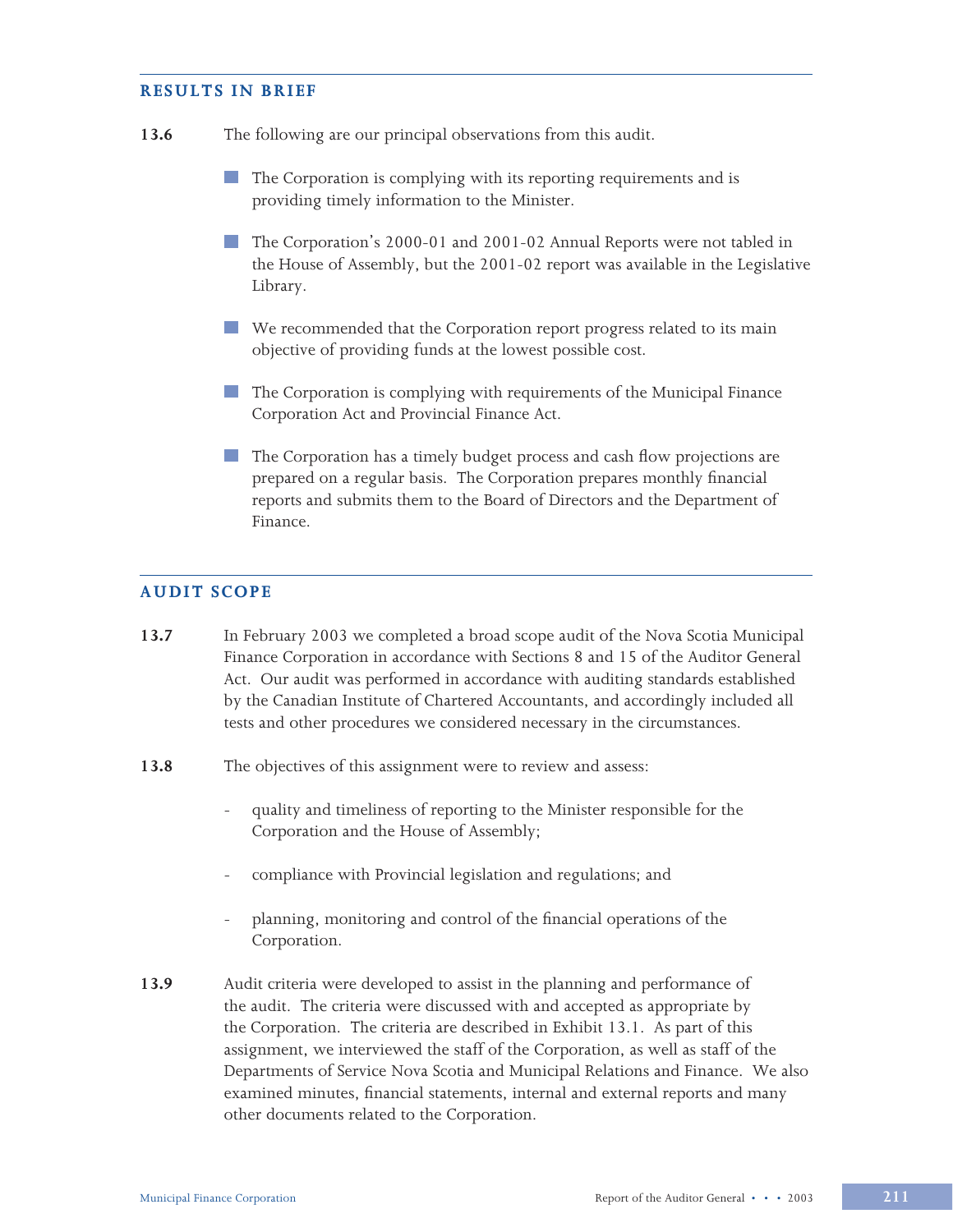## RESULTS IN BRIEF

**13.6** The following are our principal observations from this audit.

- The Corporation is complying with its reporting requirements and is providing timely information to the Minister.
- The Corporation's 2000-01 and 2001-02 Annual Reports were not tabled in the House of Assembly, but the 2001-02 report was available in the Legislative Library.
- We recommended that the Corporation report progress related to its main objective of providing funds at the lowest possible cost.
- The Corporation is complying with requirements of the Municipal Finance Corporation Act and Provincial Finance Act.
- The Corporation has a timely budget process and cash flow projections are prepared on a regular basis. The Corporation prepares monthly financial reports and submits them to the Board of Directors and the Department of Finance.

## AUDIT SCOPE

**13.7** In February 2003 we completed a broad scope audit of the Nova Scotia Municipal Finance Corporation in accordance with Sections 8 and 15 of the Auditor General Act. Our audit was performed in accordance with auditing standards established by the Canadian Institute of Chartered Accountants, and accordingly included all tests and other procedures we considered necessary in the circumstances.

**13.8** The objectives of this assignment were to review and assess:

- quality and timeliness of reporting to the Minister responsible for the Corporation and the House of Assembly;
- compliance with Provincial legislation and regulations; and
- planning, monitoring and control of the financial operations of the Corporation.

**13.9** Audit criteria were developed to assist in the planning and performance of the audit. The criteria were discussed with and accepted as appropriate by the Corporation. The criteria are described in Exhibit 13.1. As part of this assignment, we interviewed the staff of the Corporation, as well as staff of the Departments of Service Nova Scotia and Municipal Relations and Finance. We also examined minutes, financial statements, internal and external reports and many other documents related to the Corporation.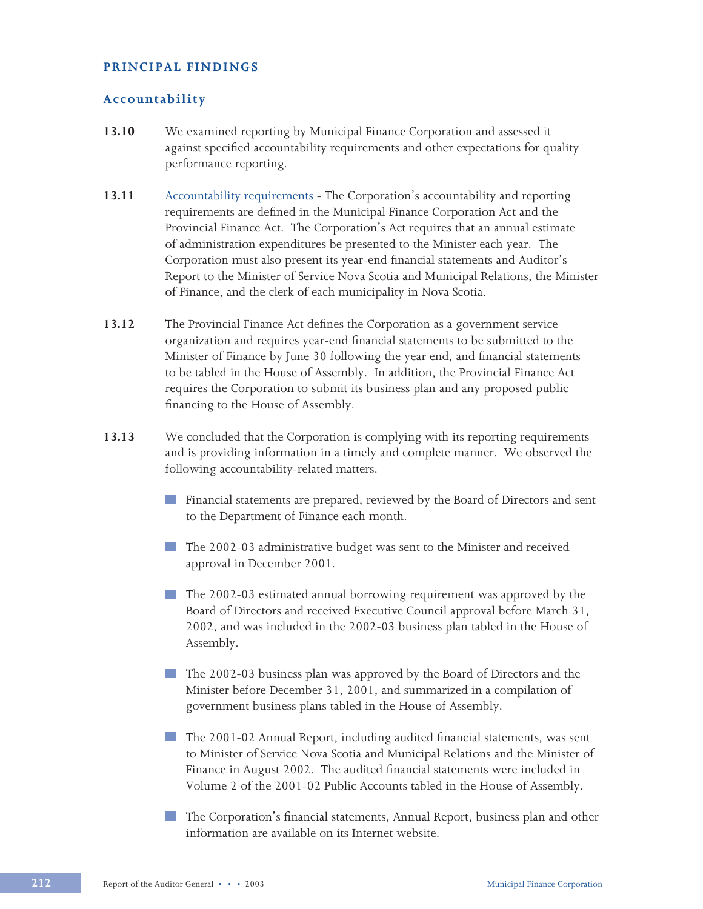## PRINCIPAL FINDINGS

### Accountability

**13.10** We examined reporting by Municipal Finance Corporation and assessed it against specified accountability requirements and other expectations for quality performance reporting.

**13.11** Accountability requirements - The Corporation's accountability and reporting requirements are defined in the Municipal Finance Corporation Act and the Provincial Finance Act. The Corporation's Act requires that an annual estimate of administration expenditures be presented to the Minister each year. The Corporation must also present its year-end financial statements and Auditor's Report to the Minister of Service Nova Scotia and Municipal Relations, the Minister of Finance, and the clerk of each municipality in Nova Scotia.

**13.12** The Provincial Finance Act defines the Corporation as a government service organization and requires year-end financial statements to be submitted to the Minister of Finance by June 30 following the year end, and financial statements to be tabled in the House of Assembly. In addition, the Provincial Finance Act requires the Corporation to submit its business plan and any proposed public financing to the House of Assembly.

**13.13** We concluded that the Corporation is complying with its reporting requirements and is providing information in a timely and complete manner. We observed the following accountability-related matters.

- Financial statements are prepared, reviewed by the Board of Directors and sent to the Department of Finance each month.
- The 2002-03 administrative budget was sent to the Minister and received approval in December 2001.
- The 2002-03 estimated annual borrowing requirement was approved by the Board of Directors and received Executive Council approval before March 31, 2002, and was included in the 2002-03 business plan tabled in the House of Assembly.
- The 2002-03 business plan was approved by the Board of Directors and the Minister before December 31, 2001, and summarized in a compilation of government business plans tabled in the House of Assembly.
- The 2001-02 Annual Report, including audited financial statements, was sent to Minister of Service Nova Scotia and Municipal Relations and the Minister of Finance in August 2002. The audited financial statements were included in Volume 2 of the 2001-02 Public Accounts tabled in the House of Assembly.
- The Corporation's financial statements, Annual Report, business plan and other information are available on its Internet website.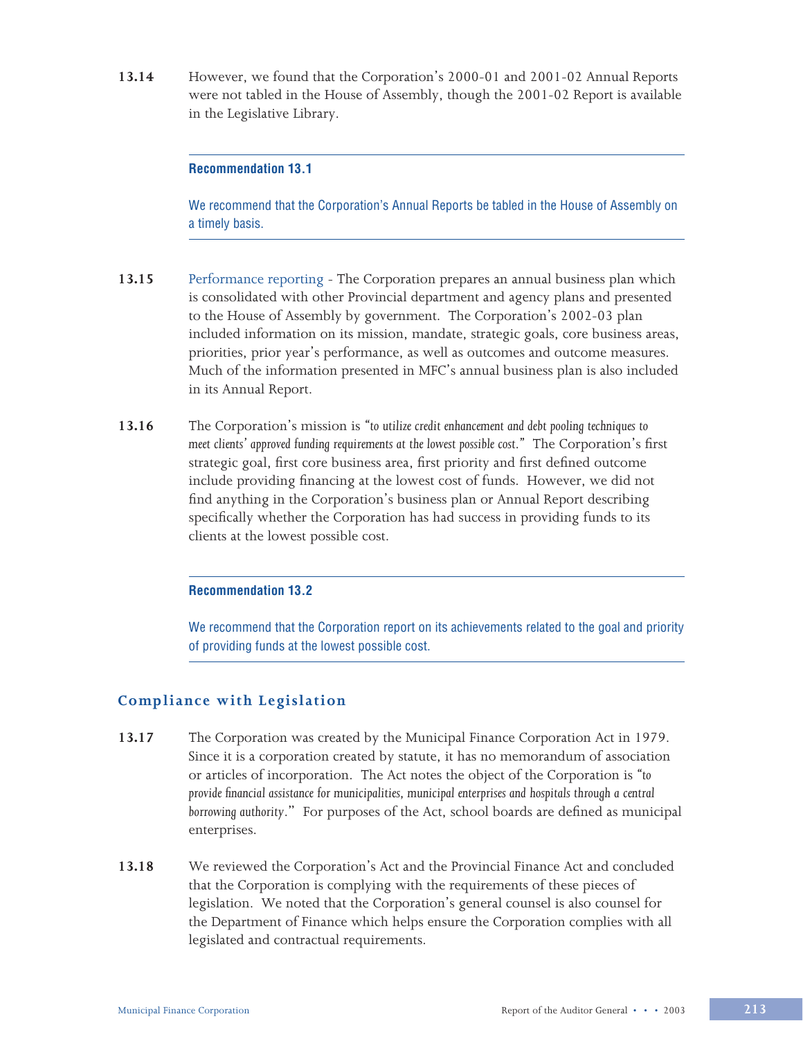**13.14** However, we found that the Corporation's 2000-01 and 2001-02 Annual Reports were not tabled in the House of Assembly, though the 2001-02 Report is available in the Legislative Library.

---

**Recommendation 13.1**

We recommend that the Corporation's Annual Reports be tabled in the House of Assembly on a timely basis.

---

**13.15** Performance reporting - The Corporation prepares an annual business plan which is consolidated with other Provincial department and agency plans and presented to the House of Assembly by government. The Corporation's 2002-03 plan included information on its mission, mandate, strategic goals, core business areas, priorities, prior year's performance, as well as outcomes and outcome measures. Much of the information presented in MFC's annual business plan is also included in its Annual Report.

**13.16** The Corporation's mission is *"to utilize credit enhancement and debt pooling techniques to meet clients' approved funding requirements at the lowest possible cost."* The Corporation's first strategic goal, first core business area, first priority and first defined outcome include providing financing at the lowest cost of funds. However, we did not find anything in the Corporation's business plan or Annual Report describing specifically whether the Corporation has had success in providing funds to its clients at the lowest possible cost.

---

**Recommendation 13.2**

We recommend that the Corporation report on its achievements related to the goal and priority of providing funds at the lowest possible cost.

---

## Compliance with Legislation

**13.17** The Corporation was created by the Municipal Finance Corporation Act in 1979. Since it is a corporation created by statute, it has no memorandum of association or articles of incorporation. The Act notes the object of the Corporation is *"to provide financial assistance for municipalities, municipal enterprises and hospitals through a central borrowing authority."* For purposes of the Act, school boards are defined as municipal enterprises.

**13.18** We reviewed the Corporation's Act and the Provincial Finance Act and concluded that the Corporation is complying with the requirements of these pieces of legislation. We noted that the Corporation's general counsel is also counsel for the Department of Finance which helps ensure the Corporation complies with all legislated and contractual requirements.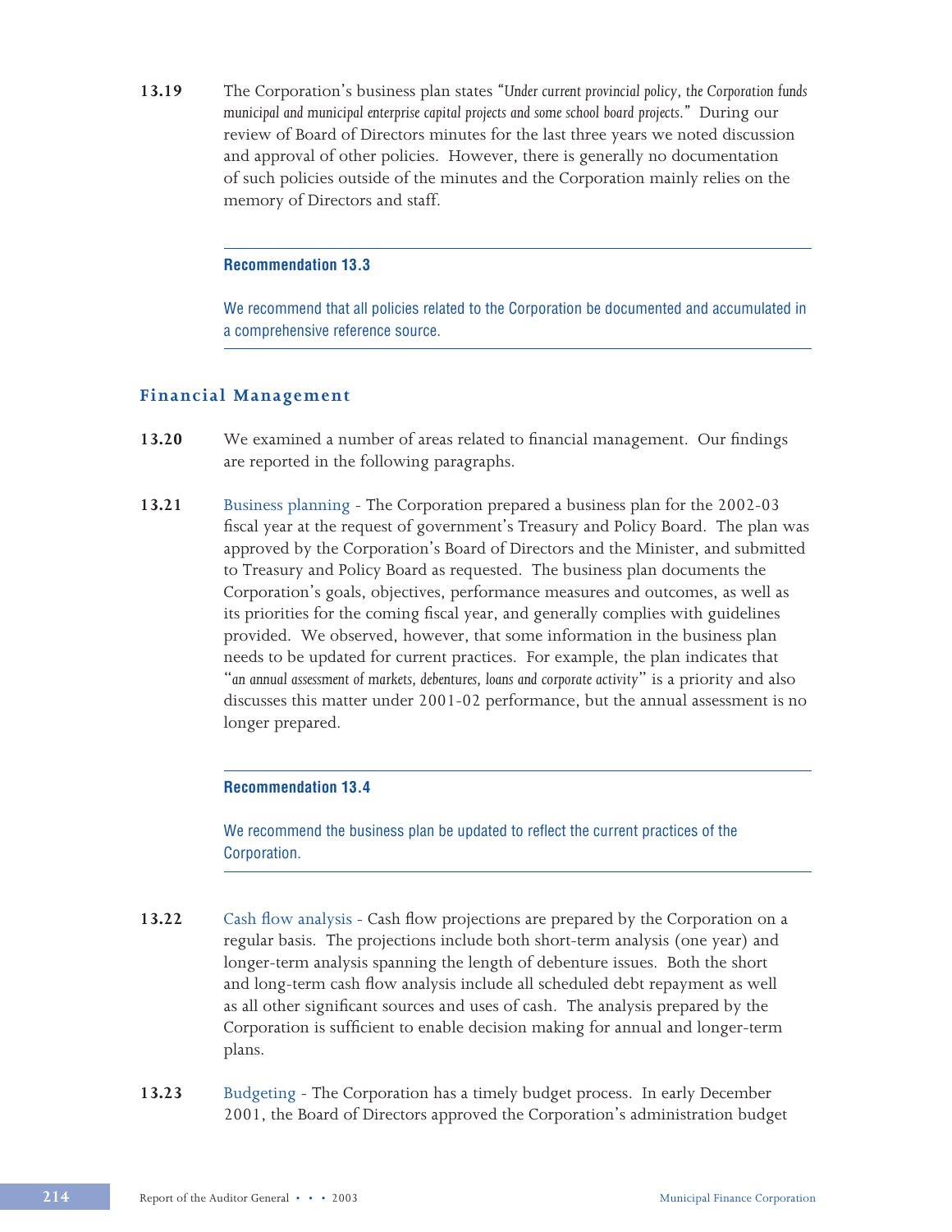**13.19** The Corporation's business plan states *"Under current provincial policy, the Corporation funds municipal and municipal enterprise capital projects and some school board projects."* During our review of Board of Directors minutes for the last three years we noted discussion and approval of other policies. However, there is generally no documentation of such policies outside of the minutes and the Corporation mainly relies on the memory of Directors and staff.

---

**Recommendation 13.3**

We recommend that all policies related to the Corporation be documented and accumulated in a comprehensive reference source.

---

## Financial Management

**13.20** We examined a number of areas related to financial management. Our findings are reported in the following paragraphs.

**13.21** Business planning - The Corporation prepared a business plan for the 2002-03 fiscal year at the request of government's Treasury and Policy Board. The plan was approved by the Corporation's Board of Directors and the Minister, and submitted to Treasury and Policy Board as requested. The business plan documents the Corporation's goals, objectives, performance measures and outcomes, as well as its priorities for the coming fiscal year, and generally complies with guidelines provided. We observed, however, that some information in the business plan needs to be updated for current practices. For example, the plan indicates that "*an annual assessment of markets, debentures, loans and corporate activity*" is a priority and also discusses this matter under 2001-02 performance, but the annual assessment is no longer prepared.

---

**Recommendation 13.4**

We recommend the business plan be updated to reflect the current practices of the Corporation.

---

**13.22** Cash flow analysis - Cash flow projections are prepared by the Corporation on a regular basis. The projections include both short-term analysis (one year) and longer-term analysis spanning the length of debenture issues. Both the short and long-term cash flow analysis include all scheduled debt repayment as well as all other significant sources and uses of cash. The analysis prepared by the Corporation is sufficient to enable decision making for annual and longer-term plans.

**13.23** Budgeting - The Corporation has a timely budget process. In early December 2001, the Board of Directors approved the Corporation's administration budget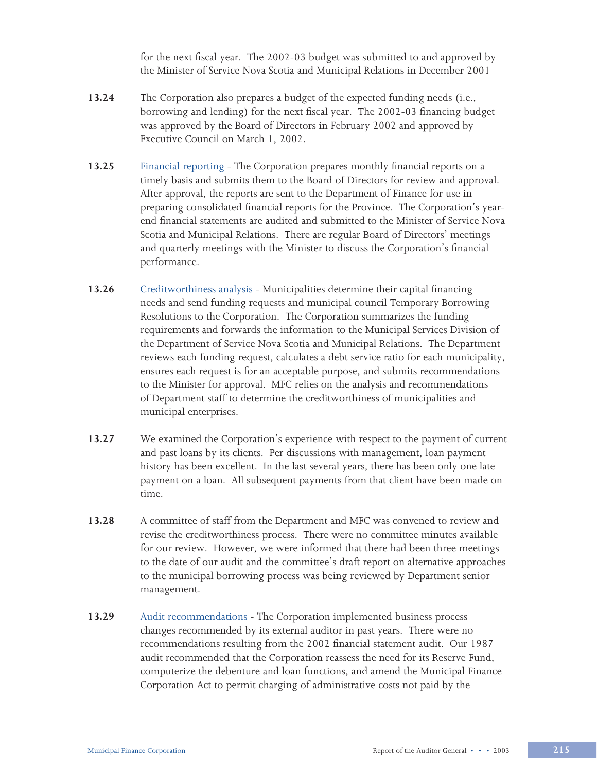for the next fiscal year. The 2002-03 budget was submitted to and approved by the Minister of Service Nova Scotia and Municipal Relations in December 2001

**13.24** The Corporation also prepares a budget of the expected funding needs (i.e., borrowing and lending) for the next fiscal year. The 2002-03 financing budget was approved by the Board of Directors in February 2002 and approved by Executive Council on March 1, 2002.

**13.25** Financial reporting - The Corporation prepares monthly financial reports on a timely basis and submits them to the Board of Directors for review and approval. After approval, the reports are sent to the Department of Finance for use in preparing consolidated financial reports for the Province. The Corporation's year-end financial statements are audited and submitted to the Minister of Service Nova Scotia and Municipal Relations. There are regular Board of Directors' meetings and quarterly meetings with the Minister to discuss the Corporation's financial performance.

**13.26** Creditworthiness analysis - Municipalities determine their capital financing needs and send funding requests and municipal council Temporary Borrowing Resolutions to the Corporation. The Corporation summarizes the funding requirements and forwards the information to the Municipal Services Division of the Department of Service Nova Scotia and Municipal Relations. The Department reviews each funding request, calculates a debt service ratio for each municipality, ensures each request is for an acceptable purpose, and submits recommendations to the Minister for approval. MFC relies on the analysis and recommendations of Department staff to determine the creditworthiness of municipalities and municipal enterprises.

**13.27** We examined the Corporation's experience with respect to the payment of current and past loans by its clients. Per discussions with management, loan payment history has been excellent. In the last several years, there has been only one late payment on a loan. All subsequent payments from that client have been made on time.

**13.28** A committee of staff from the Department and MFC was convened to review and revise the creditworthiness process. There were no committee minutes available for our review. However, we were informed that there had been three meetings to the date of our audit and the committee's draft report on alternative approaches to the municipal borrowing process was being reviewed by Department senior management.

**13.29** Audit recommendations - The Corporation implemented business process changes recommended by its external auditor in past years. There were no recommendations resulting from the 2002 financial statement audit. Our 1987 audit recommended that the Corporation reassess the need for its Reserve Fund, computerize the debenture and loan functions, and amend the Municipal Finance Corporation Act to permit charging of administrative costs not paid by the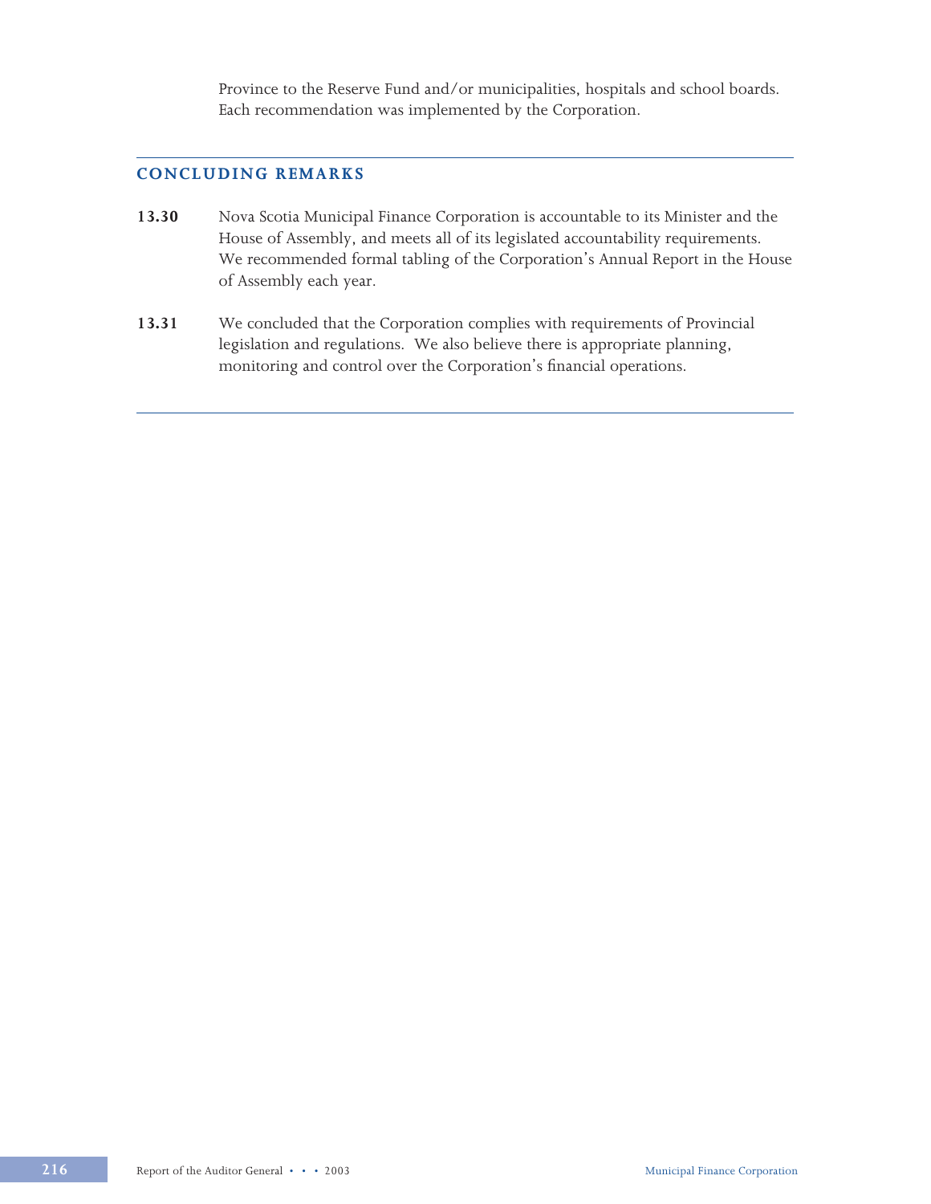Province to the Reserve Fund and/or municipalities, hospitals and school boards. Each recommendation was implemented by the Corporation.

## CONCLUDING REMARKS

**13.30** Nova Scotia Municipal Finance Corporation is accountable to its Minister and the House of Assembly, and meets all of its legislated accountability requirements. We recommended formal tabling of the Corporation's Annual Report in the House of Assembly each year.

**13.31** We concluded that the Corporation complies with requirements of Provincial legislation and regulations. We also believe there is appropriate planning, monitoring and control over the Corporation's financial operations.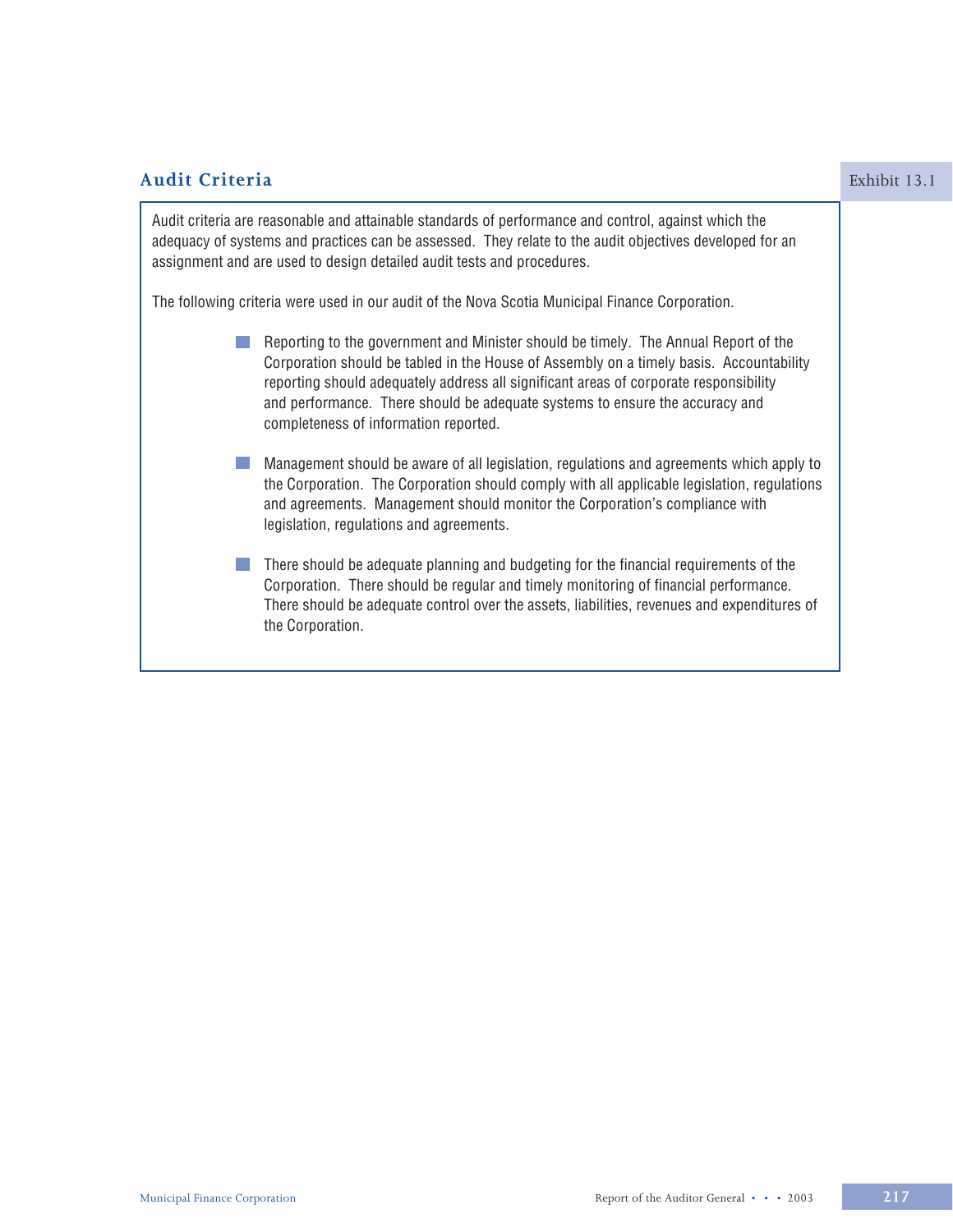## Audit Criteria

Exhibit 13.1

Audit criteria are reasonable and attainable standards of performance and control, against which the adequacy of systems and practices can be assessed. They relate to the audit objectives developed for an assignment and are used to design detailed audit tests and procedures.

The following criteria were used in our audit of the Nova Scotia Municipal Finance Corporation.

- Reporting to the government and Minister should be timely. The Annual Report of the Corporation should be tabled in the House of Assembly on a timely basis. Accountability reporting should adequately address all significant areas of corporate responsibility and performance. There should be adequate systems to ensure the accuracy and completeness of information reported.

- Management should be aware of all legislation, regulations and agreements which apply to the Corporation. The Corporation should comply with all applicable legislation, regulations and agreements. Management should monitor the Corporation's compliance with legislation, regulations and agreements.

- There should be adequate planning and budgeting for the financial requirements of the Corporation. There should be regular and timely monitoring of financial performance. There should be adequate control over the assets, liabilities, revenues and expenditures of the Corporation.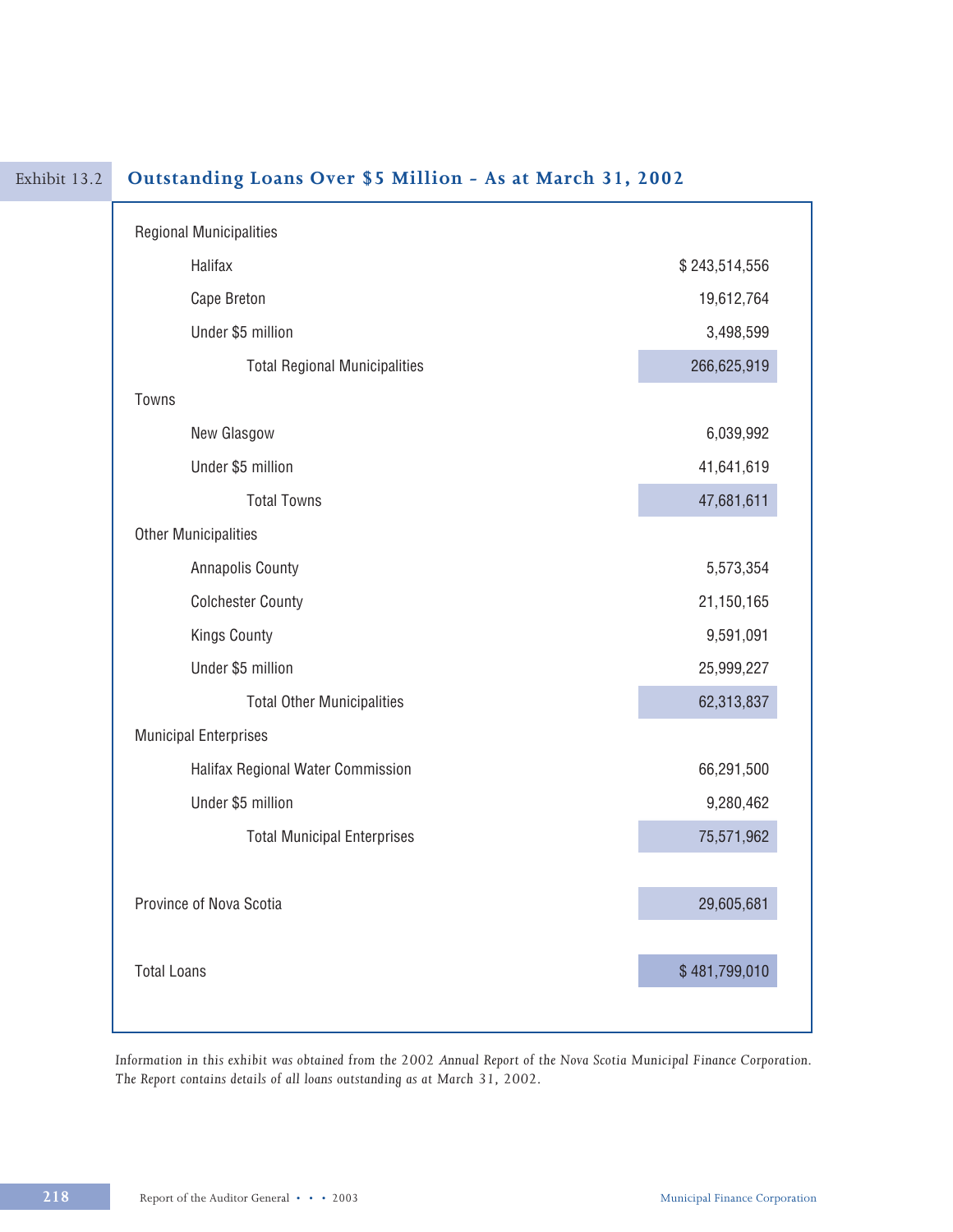## Exhibit 13.2 Outstanding Loans Over $5 Million – As at March 31, 2002

| | |
|---|---|
| **Regional Municipalities** | |
| Halifax | $ 243,514,556 |
| Cape Breton | 19,612,764 |
| Under $5 million | 3,498,599 |
| Total Regional Municipalities | 266,625,919 |
| **Towns** | |
| New Glasgow | 6,039,992 |
| Under $5 million | 41,641,619 |
| Total Towns | 47,681,611 |
| **Other Municipalities** | |
| Annapolis County | 5,573,354 |
| Colchester County | 21,150,165 |
| Kings County | 9,591,091 |
| Under $5 million | 25,999,227 |
| Total Other Municipalities | 62,313,837 |
| **Municipal Enterprises** | |
| Halifax Regional Water Commission | 66,291,500 |
| Under $5 million | 9,280,462 |
| Total Municipal Enterprises | 75,571,962 |
| Province of Nova Scotia | 29,605,681 |
| Total Loans | $ 481,799,010 |

*Information in this exhibit was obtained from the 2002 Annual Report of the Nova Scotia Municipal Finance Corporation. The Report contains details of all loans outstanding as at March 31, 2002.*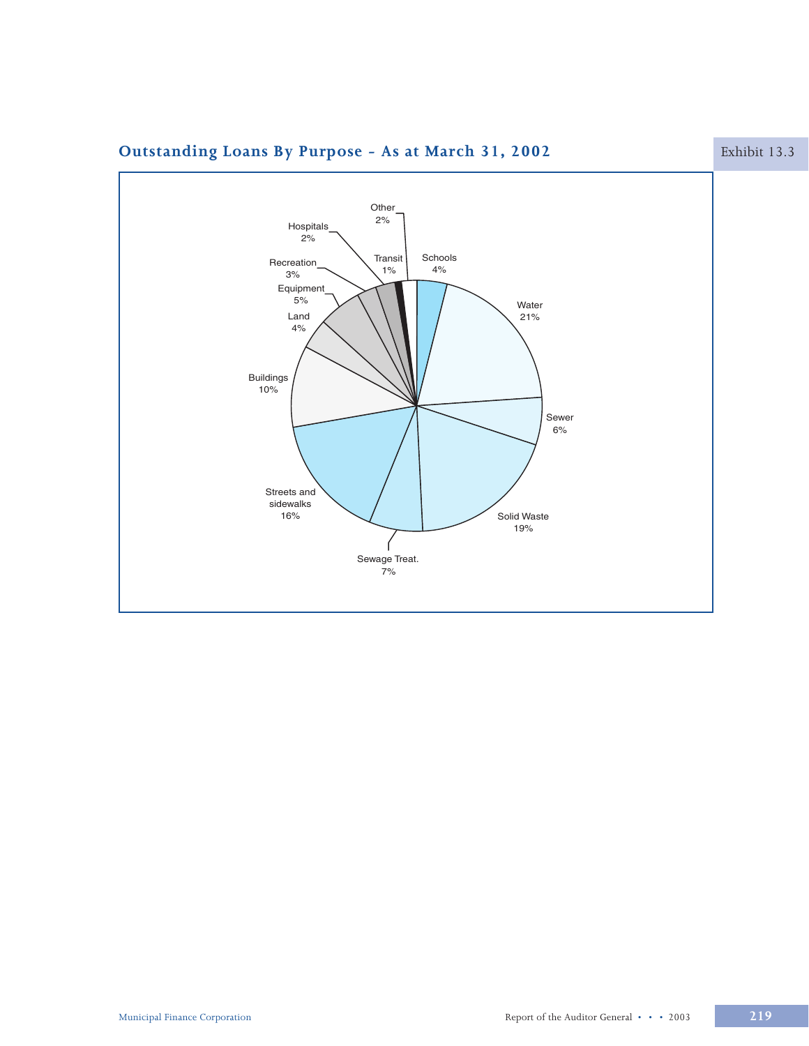## Outstanding Loans By Purpose - As at March 31, 2002

Exhibit 13.3

| Purpose | Percentage |
|---|---|
| Schools | 4% |
| Water | 21% |
| Sewer | 6% |
| Solid Waste | 19% |
| Sewage Treat. | 7% |
| Streets and sidewalks | 16% |
| Buildings | 10% |
| Land | 4% |
| Equipment | 5% |
| Recreation | 3% |
| Hospitals | 2% |
| Transit | 1% |
| Other | 2% |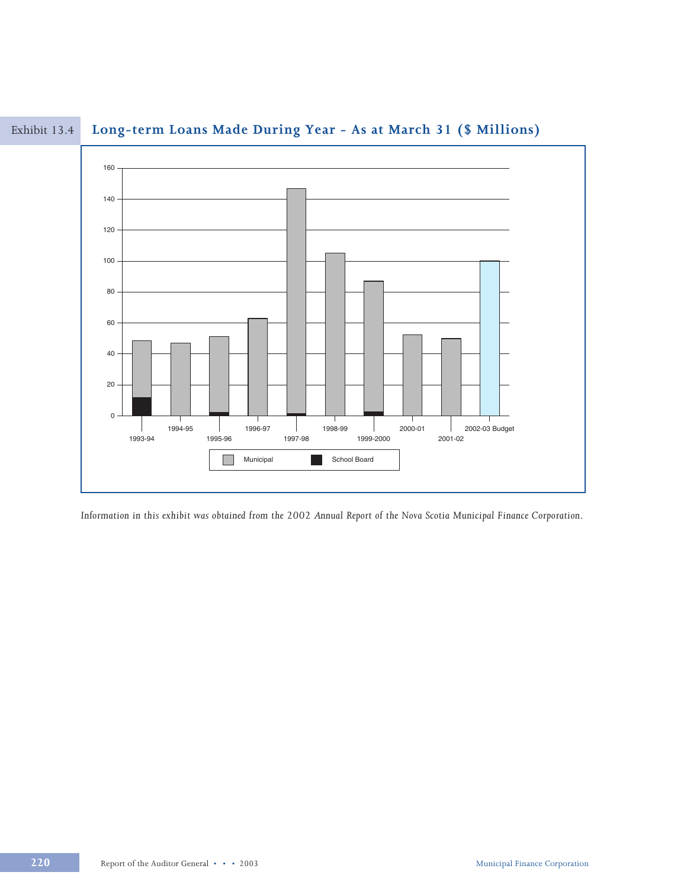Exhibit 13.4

## Long-term Loans Made During Year - As at March 31 ($ Millions)

160
140
120
100
80
60
40
20
0

1993-94
1994-95
1995-96
1996-97
1997-98
1998-99
1999-2000
2000-01
2001-02
2002-03 Budget

Municipal
School Board

*Information in this exhibit was obtained from the 2002 Annual Report of the Nova Scotia Municipal Finance Corporation.*